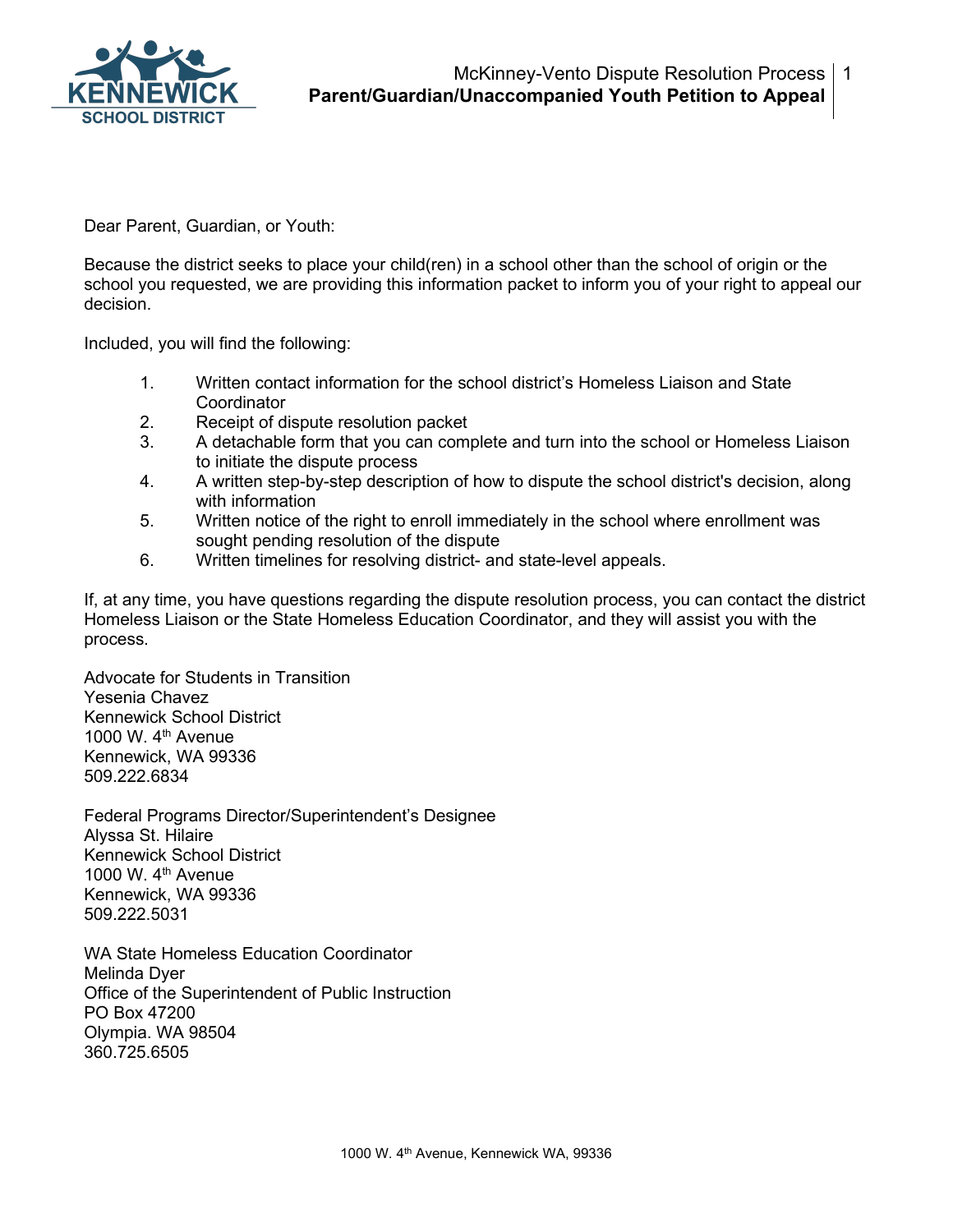# McKinney-Vento Dispute Resolution Process
## Parent/Guardian/Unaccompanied Youth Petition to Appeal

Dear Parent, Guardian, or Youth:

Because the district seeks to place your child(ren) in a school other than the school of origin or the school you requested, we are providing this information packet to inform you of your right to appeal our decision.

Included, you will find the following:

1. Written contact information for the school district's Homeless Liaison and State Coordinator
2. Receipt of dispute resolution packet
3. A detachable form that you can complete and turn into the school or Homeless Liaison to initiate the dispute process
4. A written step-by-step description of how to dispute the school district's decision, along with information
5. Written notice of the right to enroll immediately in the school where enrollment was sought pending resolution of the dispute
6. Written timelines for resolving district- and state-level appeals.

If, at any time, you have questions regarding the dispute resolution process, you can contact the district Homeless Liaison or the State Homeless Education Coordinator, and they will assist you with the process.

Advocate for Students in Transition
Yesenia Chavez
Kennewick School District
1000 W. 4th Avenue
Kennewick, WA 99336
509.222.6834

Federal Programs Director/Superintendent's Designee
Alyssa St. Hilaire
Kennewick School District
1000 W. 4th Avenue
Kennewick, WA 99336
509.222.5031

WA State Homeless Education Coordinator
Melinda Dyer
Office of the Superintendent of Public Instruction
PO Box 47200
Olympia. WA 98504
360.725.6505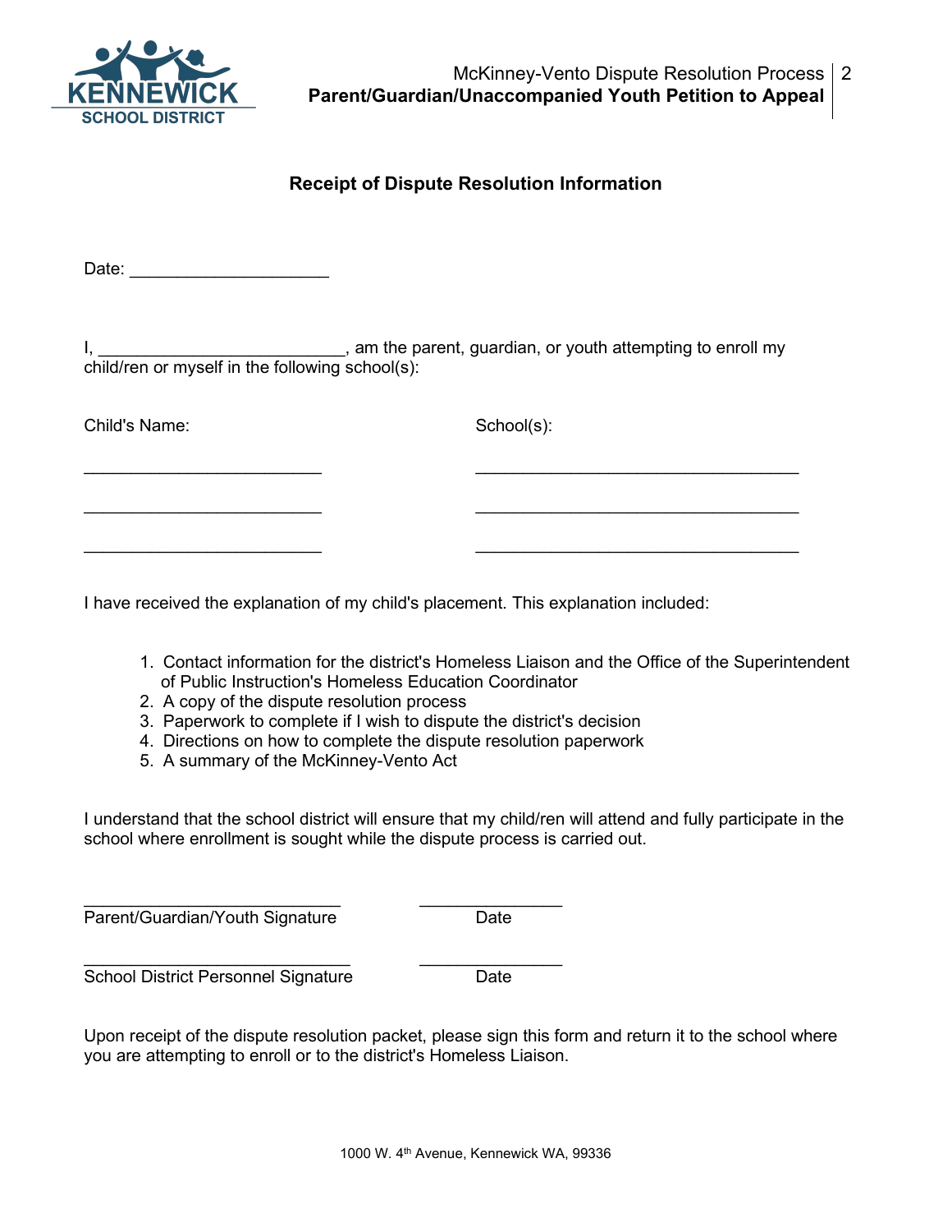## Receipt of Dispute Resolution Information

Date: ____________________

I, ________________________, am the parent, guardian, or youth attempting to enroll my child/ren or myself in the following school(s):

| Child's Name: | School(s): |
|---|---|
| ________________________ | ________________________________ |
| ________________________ | ________________________________ |
| ________________________ | ________________________________ |

I have received the explanation of my child's placement. This explanation included:

1. Contact information for the district's Homeless Liaison and the Office of the Superintendent of Public Instruction's Homeless Education Coordinator
2. A copy of the dispute resolution process
3. Paperwork to complete if I wish to dispute the district's decision
4. Directions on how to complete the dispute resolution paperwork
5. A summary of the McKinney-Vento Act

I understand that the school district will ensure that my child/ren will attend and fully participate in the school where enrollment is sought while the dispute process is carried out.

__________________________ ______________
Parent/Guardian/Youth Signature Date

___________________________ ______________
School District Personnel Signature Date

Upon receipt of the dispute resolution packet, please sign this form and return it to the school where you are attempting to enroll or to the district's Homeless Liaison.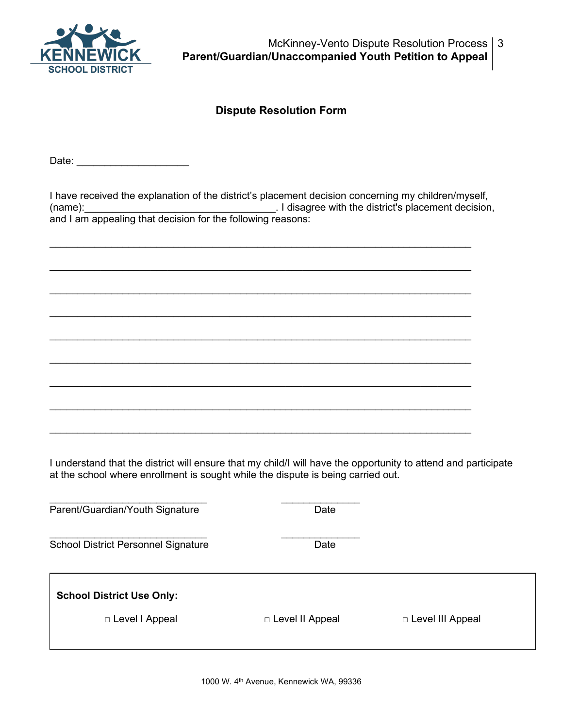## Dispute Resolution Form

Date: ___________________

I have received the explanation of the district's placement decision concerning my children/myself, (name):________________________________. I disagree with the district's placement decision, and I am appealing that decision for the following reasons:

________________________________________________________________________

________________________________________________________________________

________________________________________________________________________

________________________________________________________________________

________________________________________________________________________

________________________________________________________________________

________________________________________________________________________

________________________________________________________________________

________________________________________________________________________

I understand that the district will ensure that my child/I will have the opportunity to attend and participate at the school where enrollment is sought while the dispute is being carried out.

___________________________ ______________
Parent/Guardian/Youth Signature Date

___________________________ ______________
School District Personnel Signature Date

**School District Use Only:**

□ Level I Appeal □ Level II Appeal □ Level III Appeal

1000 W. 4th Avenue, Kennewick WA, 99336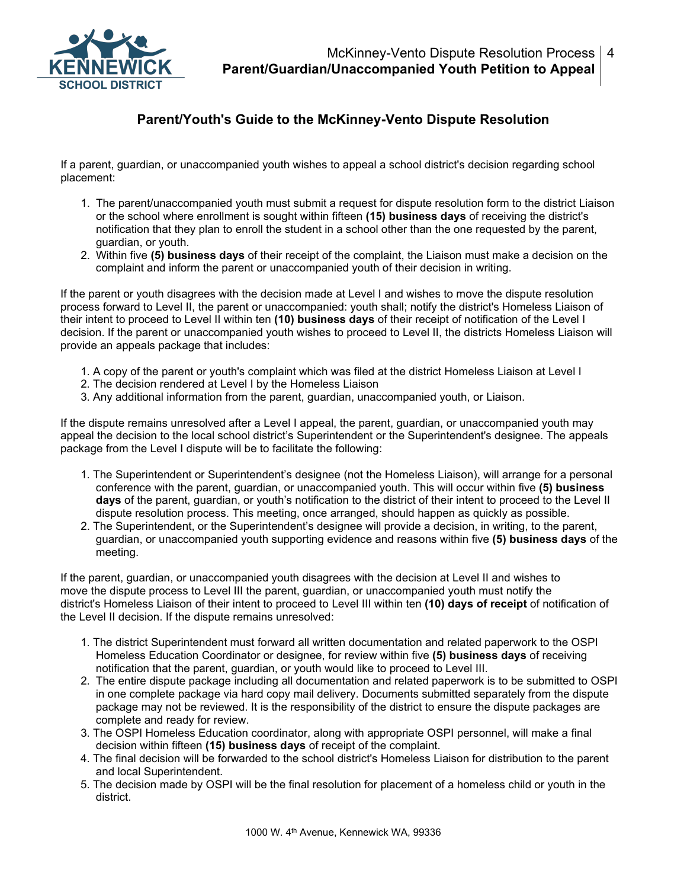## Parent/Youth's Guide to the McKinney-Vento Dispute Resolution

If a parent, guardian, or unaccompanied youth wishes to appeal a school district's decision regarding school placement:

1. The parent/unaccompanied youth must submit a request for dispute resolution form to the district Liaison or the school where enrollment is sought within fifteen **(15) business days** of receiving the district's notification that they plan to enroll the student in a school other than the one requested by the parent, guardian, or youth.
2. Within five **(5) business days** of their receipt of the complaint, the Liaison must make a decision on the complaint and inform the parent or unaccompanied youth of their decision in writing.

If the parent or youth disagrees with the decision made at Level I and wishes to move the dispute resolution process forward to Level II, the parent or unaccompanied: youth shall; notify the district's Homeless Liaison of their intent to proceed to Level II within ten **(10) business days** of their receipt of notification of the Level I decision. If the parent or unaccompanied youth wishes to proceed to Level II, the districts Homeless Liaison will provide an appeals package that includes:

1. A copy of the parent or youth's complaint which was filed at the district Homeless Liaison at Level I
2. The decision rendered at Level I by the Homeless Liaison
3. Any additional information from the parent, guardian, unaccompanied youth, or Liaison.

If the dispute remains unresolved after a Level I appeal, the parent, guardian, or unaccompanied youth may appeal the decision to the local school district's Superintendent or the Superintendent's designee. The appeals package from the Level I dispute will be to facilitate the following:

1. The Superintendent or Superintendent's designee (not the Homeless Liaison), will arrange for a personal conference with the parent, guardian, or unaccompanied youth. This will occur within five **(5) business days** of the parent, guardian, or youth's notification to the district of their intent to proceed to the Level II dispute resolution process. This meeting, once arranged, should happen as quickly as possible.
2. The Superintendent, or the Superintendent's designee will provide a decision, in writing, to the parent, guardian, or unaccompanied youth supporting evidence and reasons within five **(5) business days** of the meeting.

If the parent, guardian, or unaccompanied youth disagrees with the decision at Level II and wishes to move the dispute process to Level III the parent, guardian, or unaccompanied youth must notify the district's Homeless Liaison of their intent to proceed to Level III within ten **(10) days of receipt** of notification of the Level II decision. If the dispute remains unresolved:

1. The district Superintendent must forward all written documentation and related paperwork to the OSPI Homeless Education Coordinator or designee, for review within five **(5) business days** of receiving notification that the parent, guardian, or youth would like to proceed to Level III.
2. The entire dispute package including all documentation and related paperwork is to be submitted to OSPI in one complete package via hard copy mail delivery. Documents submitted separately from the dispute package may not be reviewed. It is the responsibility of the district to ensure the dispute packages are complete and ready for review.
3. The OSPI Homeless Education coordinator, along with appropriate OSPI personnel, will make a final decision within fifteen **(15) business days** of receipt of the complaint.
4. The final decision will be forwarded to the school district's Homeless Liaison for distribution to the parent and local Superintendent.
5. The decision made by OSPI will be the final resolution for placement of a homeless child or youth in the district.